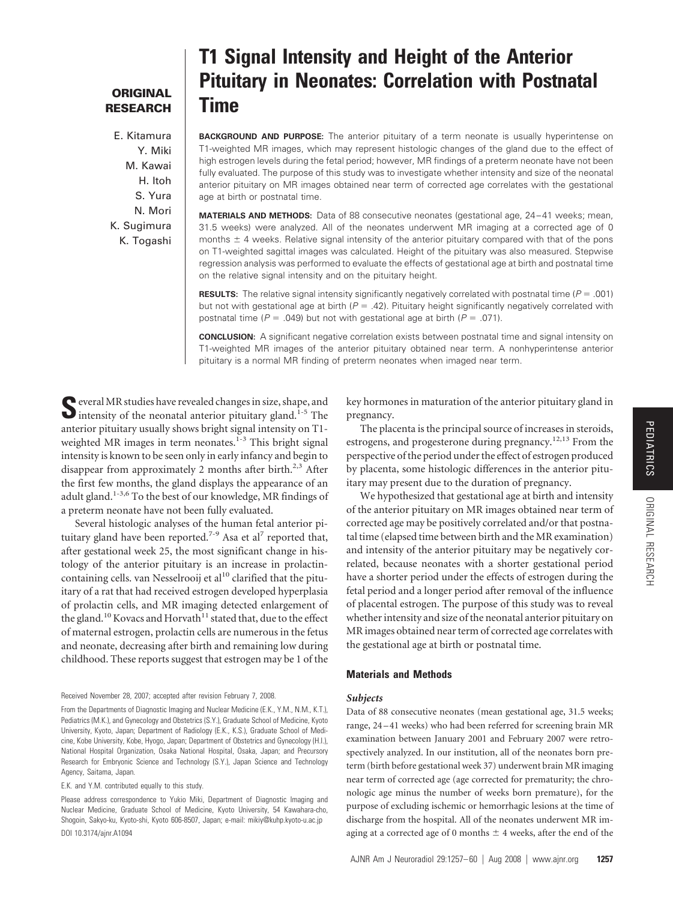**ORIGINAL RESEARCH**

# T1 Signal Intensity and Height of the Anterior Pituitary in Neonates: Correlation with Postnatal Time

E. Kitamura
Y. Miki
M. Kawai
H. Itoh
S. Yura
N. Mori
K. Sugimura
K. Togashi

**BACKGROUND AND PURPOSE:** The anterior pituitary of a term neonate is usually hyperintense on T1-weighted MR images, which may represent histologic changes of the gland due to the effect of high estrogen levels during the fetal period; however, MR findings of a preterm neonate have not been fully evaluated. The purpose of this study was to investigate whether intensity and size of the neonatal anterior pituitary on MR images obtained near term of corrected age correlates with the gestational age at birth or postnatal time.

**MATERIALS AND METHODS:** Data of 88 consecutive neonates (gestational age, 24–41 weeks; mean, 31.5 weeks) were analyzed. All of the neonates underwent MR imaging at a corrected age of 0 months ± 4 weeks. Relative signal intensity of the anterior pituitary compared with that of the pons on T1-weighted sagittal images was calculated. Height of the pituitary was also measured. Stepwise regression analysis was performed to evaluate the effects of gestational age at birth and postnatal time on the relative signal intensity and on the pituitary height.

**RESULTS:** The relative signal intensity significantly negatively correlated with postnatal time ($P = .001$) but not with gestational age at birth ($P = .42$). Pituitary height significantly negatively correlated with postnatal time ($P = .049$) but not with gestational age at birth ($P = .071$).

**CONCLUSION:** A significant negative correlation exists between postnatal time and signal intensity on T1-weighted MR images of the anterior pituitary obtained near term. A nonhyperintense anterior pituitary is a normal MR finding of preterm neonates when imaged near term.

Several MR studies have revealed changes in size, shape, and intensity of the neonatal anterior pituitary gland.[1-5] The anterior pituitary usually shows bright signal intensity on T1-weighted MR images in term neonates.[1-3] This bright signal intensity is known to be seen only in early infancy and begin to disappear from approximately 2 months after birth.[2,3] After the first few months, the gland displays the appearance of an adult gland.[1-3,6] To the best of our knowledge, MR findings of a preterm neonate have not been fully evaluated.

Several histologic analyses of the human fetal anterior pituitary gland have been reported.[7-9] Asa et al[7] reported that, after gestational week 25, the most significant change in histology of the anterior pituitary is an increase in prolactin-containing cells. van Nesselrooij et al[10] clarified that the pituitary of a rat that had received estrogen developed hyperplasia of prolactin cells, and MR imaging detected enlargement of the gland.[10] Kovacs and Horvath[11] stated that, due to the effect of maternal estrogen, prolactin cells are numerous in the fetus and neonate, decreasing after birth and remaining low during childhood. These reports suggest that estrogen may be 1 of the key hormones in maturation of the anterior pituitary gland in pregnancy.

The placenta is the principal source of increases in steroids, estrogens, and progesterone during pregnancy.[12,13] From the perspective of the period under the effect of estrogen produced by placenta, some histologic differences in the anterior pituitary may present due to the duration of pregnancy.

We hypothesized that gestational age at birth and intensity of the anterior pituitary on MR images obtained near term of corrected age may be positively correlated and/or that postnatal time (elapsed time between birth and the MR examination) and intensity of the anterior pituitary may be negatively correlated, because neonates with a shorter gestational period have a shorter period under the effects of estrogen during the fetal period and a longer period after removal of the influence of placental estrogen. The purpose of this study was to reveal whether intensity and size of the neonatal anterior pituitary on MR images obtained near term of corrected age correlates with the gestational age at birth or postnatal time.

## Materials and Methods

### Subjects

Data of 88 consecutive neonates (mean gestational age, 31.5 weeks; range, 24–41 weeks) who had been referred for screening brain MR examination between January 2001 and February 2007 were retrospectively analyzed. In our institution, all of the neonates born preterm (birth before gestational week 37) underwent brain MR imaging near term of corrected age (age corrected for prematurity; the chronologic age minus the number of weeks born premature), for the purpose of excluding ischemic or hemorrhagic lesions at the time of discharge from the hospital. All of the neonates underwent MR imaging at a corrected age of 0 months ± 4 weeks, after the end of the

Received November 28, 2007; accepted after revision February 7, 2008.

From the Departments of Diagnostic Imaging and Nuclear Medicine (E.K., Y.M., N.M., K.T.), Pediatrics (M.K.), and Gynecology and Obstetrics (S.Y.), Graduate School of Medicine, Kyoto University, Kyoto, Japan; Department of Radiology (E.K., K.S.), Graduate School of Medicine, Kobe University, Kobe, Hyogo, Japan; Department of Obstetrics and Gynecology (H.I.), National Hospital Organization, Osaka National Hospital, Osaka, Japan; and Precursory Research for Embryonic Science and Technology (S.Y.), Japan Science and Technology Agency, Saitama, Japan.

E.K. and Y.M. contributed equally to this study.

Please address correspondence to Yukio Miki, Department of Diagnostic Imaging and Nuclear Medicine, Graduate School of Medicine, Kyoto University, 54 Kawahara-cho, Shogoin, Sakyo-ku, Kyoto-shi, Kyoto 606-8507, Japan; e-mail: mikiy@kuhp.kyoto-u.ac.jp

DOI 10.3174/ajnr.A1094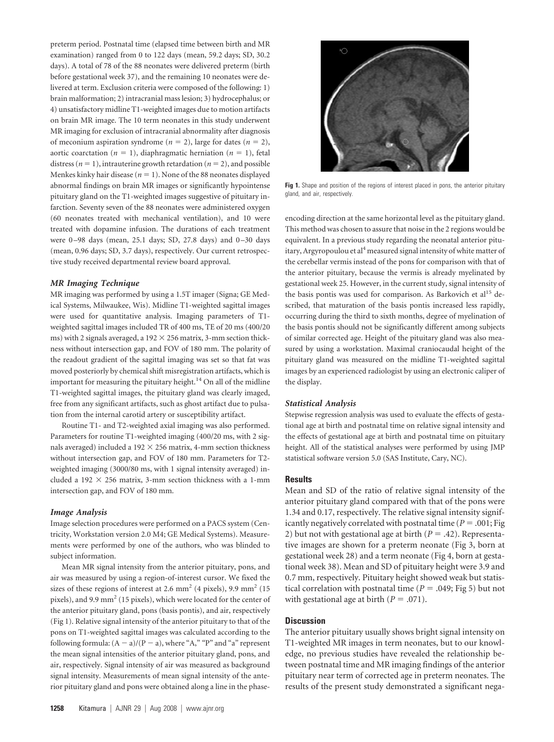preterm period. Postnatal time (elapsed time between birth and MR examination) ranged from 0 to 122 days (mean, 59.2 days; SD, 30.2 days). A total of 78 of the 88 neonates were delivered preterm (birth before gestational week 37), and the remaining 10 neonates were delivered at term. Exclusion criteria were composed of the following: 1) brain malformation; 2) intracranial mass lesion; 3) hydrocephalus; or 4) unsatisfactory midline T1-weighted images due to motion artifacts on brain MR image. The 10 term neonates in this study underwent MR imaging for exclusion of intracranial abnormality after diagnosis of meconium aspiration syndrome ($n = 2$), large for dates ($n = 2$), aortic coarctation ($n = 1$), diaphragmatic herniation ($n = 1$), fetal distress ($n = 1$), intrauterine growth retardation ($n = 2$), and possible Menkes kinky hair disease ($n = 1$). None of the 88 neonates displayed abnormal findings on brain MR images or significantly hypointense pituitary gland on the T1-weighted images suggestive of pituitary infarction. Seventy seven of the 88 neonates were administered oxygen (60 neonates treated with mechanical ventilation), and 10 were treated with dopamine infusion. The durations of each treatment were 0–98 days (mean, 25.1 days; SD, 27.8 days) and 0–30 days (mean, 0.96 days; SD, 3.7 days), respectively. Our current retrospective study received departmental review board approval.

### MR Imaging Technique

MR imaging was performed by using a 1.5T imager (Signa; GE Medical Systems, Milwaukee, Wis). Midline T1-weighted sagittal images were used for quantitative analysis. Imaging parameters of T1-weighted sagittal images included TR of 400 ms, TE of 20 ms (400/20 ms) with 2 signals averaged, a $192 \times 256$ matrix, 3-mm section thickness without intersection gap, and FOV of 180 mm. The polarity of the readout gradient of the sagittal imaging was set so that fat was moved posteriorly by chemical shift misregistration artifacts, which is important for measuring the pituitary height.[14] On all of the midline T1-weighted sagittal images, the pituitary gland was clearly imaged, free from any significant artifacts, such as ghost artifact due to pulsation from the internal carotid artery or susceptibility artifact.

Routine T1- and T2-weighted axial imaging was also performed. Parameters for routine T1-weighted imaging (400/20 ms, with 2 signals averaged) included a $192 \times 256$ matrix, 4-mm section thickness without intersection gap, and FOV of 180 mm. Parameters for T2-weighted imaging (3000/80 ms, with 1 signal intensity averaged) included a $192 \times 256$ matrix, 3-mm section thickness with a 1-mm intersection gap, and FOV of 180 mm.

### Image Analysis

Image selection procedures were performed on a PACS system (Centricity, Workstation version 2.0 M4; GE Medical Systems). Measurements were performed by one of the authors, who was blinded to subject information.

Mean MR signal intensity from the anterior pituitary, pons, and air was measured by using a region-of-interest cursor. We fixed the sizes of these regions of interest at 2.6 mm$^2$ (4 pixels), 9.9 mm$^2$ (15 pixels), and 9.9 mm$^2$ (15 pixels), which were located for the center of the anterior pituitary gland, pons (basis pontis), and air, respectively (Fig 1). Relative signal intensity of the anterior pituitary to that of the pons on T1-weighted sagittal images was calculated according to the following formula: $(A - a)/(P - a)$, where "A," "P" and "a" represent the mean signal intensities of the anterior pituitary gland, pons, and air, respectively. Signal intensity of air was measured as background signal intensity. Measurements of mean signal intensity of the anterior pituitary gland and pons were obtained along a line in the phase-encoding direction at the same horizontal level as the pituitary gland. This method was chosen to assure that noise in the 2 regions would be equivalent. In a previous study regarding the neonatal anterior pituitary, Argyropoulou et al[4] measured signal intensity of white matter of the cerebellar vermis instead of the pons for comparison with that of the anterior pituitary, because the vermis is already myelinated by gestational week 25. However, in the current study, signal intensity of the basis pontis was used for comparison. As Barkovich et al[15] described, that maturation of the basis pontis increased less rapidly, occurring during the third to sixth months, degree of myelination of the basis pontis should not be significantly different among subjects of similar corrected age. Height of the pituitary gland was also measured by using a workstation. Maximal craniocaudal height of the pituitary gland was measured on the midline T1-weighted sagittal images by an experienced radiologist by using an electronic caliper of the display.

**Fig 1.** Shape and position of the regions of interest placed in pons, the anterior pituitary gland, and air, respectively.

### Statistical Analysis

Stepwise regression analysis was used to evaluate the effects of gestational age at birth and postnatal time on relative signal intensity and the effects of gestational age at birth and postnatal time on pituitary height. All of the statistical analyses were performed by using JMP statistical software version 5.0 (SAS Institute, Cary, NC).

## Results

Mean and SD of the ratio of relative signal intensity of the anterior pituitary gland compared with that of the pons were 1.34 and 0.17, respectively. The relative signal intensity significantly negatively correlated with postnatal time ($P = .001$; Fig 2) but not with gestational age at birth ($P = .42$). Representative images are shown for a preterm neonate (Fig 3, born at gestational week 28) and a term neonate (Fig 4, born at gestational week 38). Mean and SD of pituitary height were 3.9 and 0.7 mm, respectively. Pituitary height showed weak but statistical correlation with postnatal time ($P = .049$; Fig 5) but not with gestational age at birth ($P = .071$).

## Discussion

The anterior pituitary usually shows bright signal intensity on T1-weighted MR images in term neonates, but to our knowledge, no previous studies have revealed the relationship between postnatal time and MR imaging findings of the anterior pituitary near term of corrected age in preterm neonates. The results of the present study demonstrated a significant nega-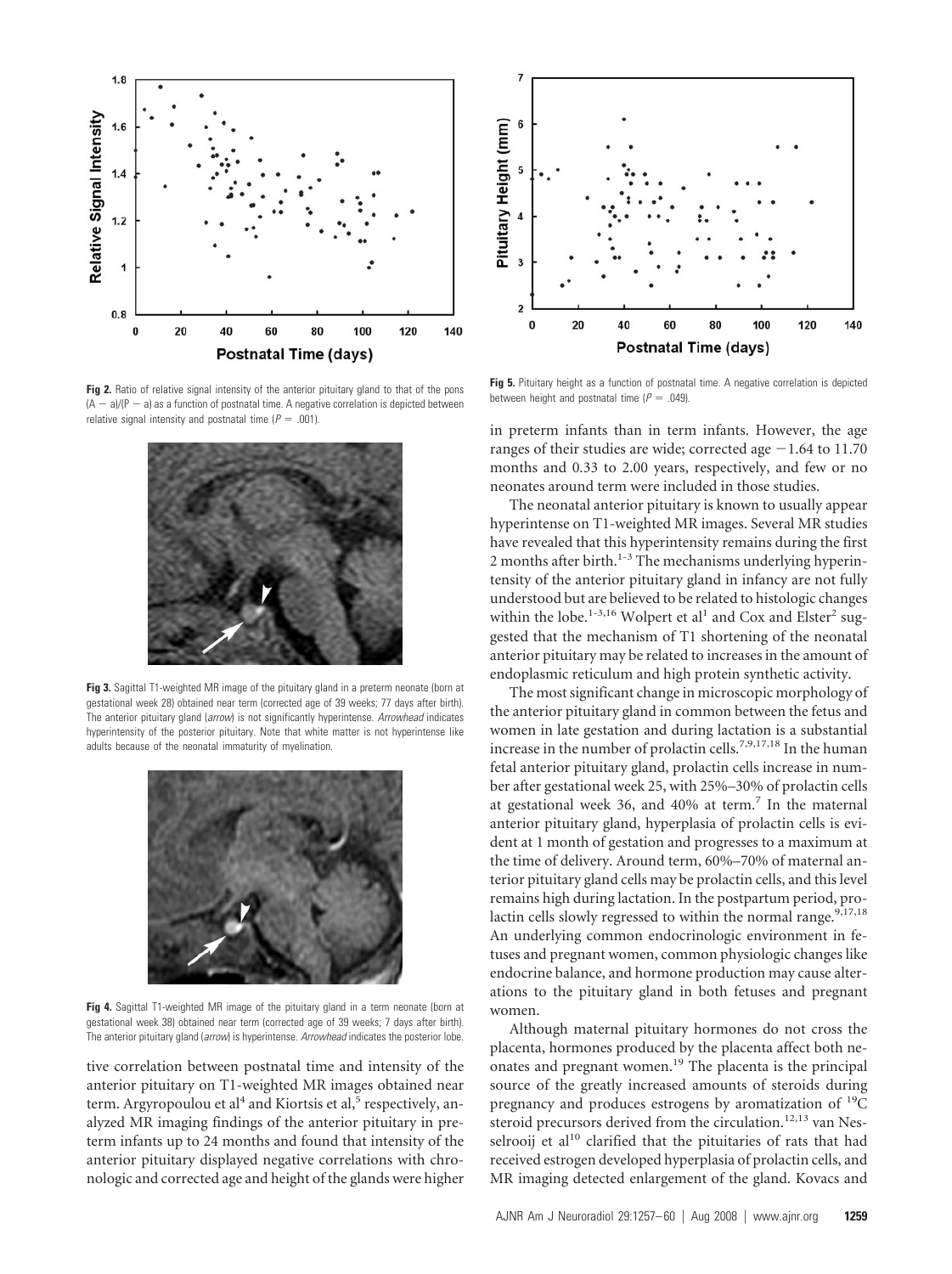Fig 2. Ratio of relative signal intensity of the anterior pituitary gland to that of the pons $(A - a)/(P - a)$ as a function of postnatal time. A negative correlation is depicted between relative signal intensity and postnatal time ($P = .001$).

Fig 3. Sagittal T1-weighted MR image of the pituitary gland in a preterm neonate (born at gestational week 28) obtained near term (corrected age of 39 weeks; 77 days after birth). The anterior pituitary gland (*arrow*) is not significantly hyperintense. *Arrowhead* indicates hyperintensity of the posterior pituitary. Note that white matter is not hyperintense like adults because of the neonatal immaturity of myelination.

Fig 4. Sagittal T1-weighted MR image of the pituitary gland in a term neonate (born at gestational week 38) obtained near term (corrected age of 39 weeks; 7 days after birth). The anterior pituitary gland (*arrow*) is hyperintense. *Arrowhead* indicates the posterior lobe.

tive correlation between postnatal time and intensity of the anterior pituitary on T1-weighted MR images obtained near term. Argyropoulou et al[4] and Kiortsis et al,[5] respectively, analyzed MR imaging findings of the anterior pituitary in preterm infants up to 24 months and found that intensity of the anterior pituitary displayed negative correlations with chronologic and corrected age and height of the glands were higher

Fig 5. Pituitary height as a function of postnatal time. A negative correlation is depicted between height and postnatal time ($P = .049$).

in preterm infants than in term infants. However, the age ranges of their studies are wide; corrected age −1.64 to 11.70 months and 0.33 to 2.00 years, respectively, and few or no neonates around term were included in those studies.

The neonatal anterior pituitary is known to usually appear hyperintense on T1-weighted MR images. Several MR studies have revealed that this hyperintensity remains during the first 2 months after birth.[1-3] The mechanisms underlying hyperintensity of the anterior pituitary gland in infancy are not fully understood but are believed to be related to histologic changes within the lobe.[1-3,16] Wolpert et al[1] and Cox and Elster[2] suggested that the mechanism of T1 shortening of the neonatal anterior pituitary may be related to increases in the amount of endoplasmic reticulum and high protein synthetic activity.

The most significant change in microscopic morphology of the anterior pituitary gland in common between the fetus and women in late gestation and during lactation is a substantial increase in the number of prolactin cells.[7,9,17,18] In the human fetal anterior pituitary gland, prolactin cells increase in number after gestational week 25, with 25%–30% of prolactin cells at gestational week 36, and 40% at term.[7] In the maternal anterior pituitary gland, hyperplasia of prolactin cells is evident at 1 month of gestation and progresses to a maximum at the time of delivery. Around term, 60%–70% of maternal anterior pituitary gland cells may be prolactin cells, and this level remains high during lactation. In the postpartum period, prolactin cells slowly regressed to within the normal range.[9,17,18] An underlying common endocrinologic environment in fetuses and pregnant women, common physiologic changes like endocrine balance, and hormone production may cause alterations to the pituitary gland in both fetuses and pregnant women.

Although maternal pituitary hormones do not cross the placenta, hormones produced by the placenta affect both neonates and pregnant women.[19] The placenta is the principal source of the greatly increased amounts of steroids during pregnancy and produces estrogens by aromatization of $^{19}C$ steroid precursors derived from the circulation.[12,13] van Nesselrooij et al[10] clarified that the pituitaries of rats that had received estrogen developed hyperplasia of prolactin cells, and MR imaging detected enlargement of the gland. Kovacs and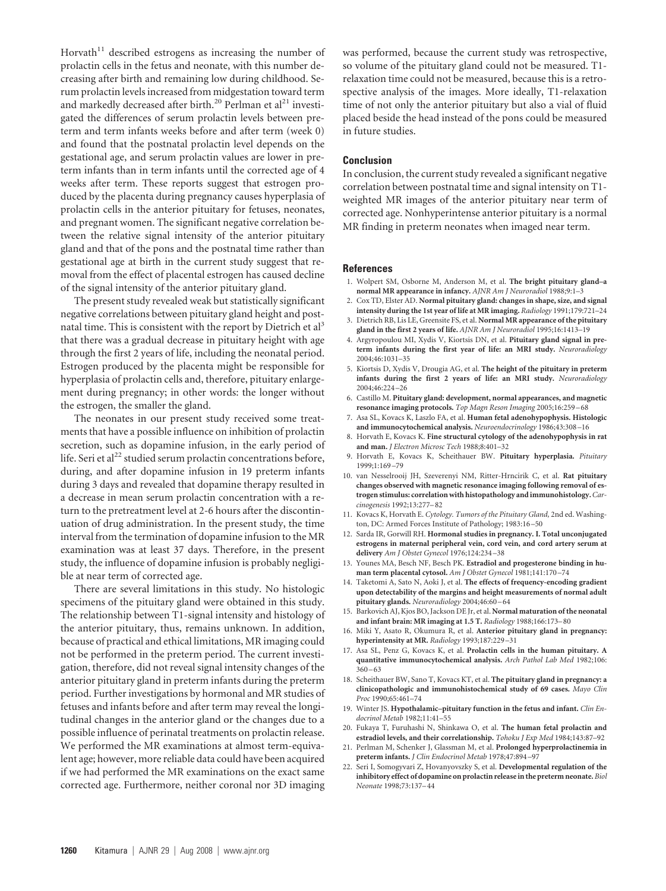Horvath[11] described estrogens as increasing the number of prolactin cells in the fetus and neonate, with this number decreasing after birth and remaining low during childhood. Serum prolactin levels increased from midgestation toward term and markedly decreased after birth.[20] Perlman et al[21] investigated the differences of serum prolactin levels between preterm and term infants weeks before and after term (week 0) and found that the postnatal prolactin level depends on the gestational age, and serum prolactin values are lower in preterm infants than in term infants until the corrected age of 4 weeks after term. These reports suggest that estrogen produced by the placenta during pregnancy causes hyperplasia of prolactin cells in the anterior pituitary for fetuses, neonates, and pregnant women. The significant negative correlation between the relative signal intensity of the anterior pituitary gland and that of the pons and the postnatal time rather than gestational age at birth in the current study suggest that removal from the effect of placental estrogen has caused decline of the signal intensity of the anterior pituitary gland.

The present study revealed weak but statistically significant negative correlations between pituitary gland height and postnatal time. This is consistent with the report by Dietrich et al[3] that there was a gradual decrease in pituitary height with age through the first 2 years of life, including the neonatal period. Estrogen produced by the placenta might be responsible for hyperplasia of prolactin cells and, therefore, pituitary enlargement during pregnancy; in other words: the longer without the estrogen, the smaller the gland.

The neonates in our present study received some treatments that have a possible influence on inhibition of prolactin secretion, such as dopamine infusion, in the early period of life. Seri et al[22] studied serum prolactin concentrations before, during, and after dopamine infusion in 19 preterm infants during 3 days and revealed that dopamine therapy resulted in a decrease in mean serum prolactin concentration with a return to the pretreatment level at 2-6 hours after the discontinuation of drug administration. In the present study, the time interval from the termination of dopamine infusion to the MR examination was at least 37 days. Therefore, in the present study, the influence of dopamine infusion is probably negligible at near term of corrected age.

There are several limitations in this study. No histologic specimens of the pituitary gland were obtained in this study. The relationship between T1-signal intensity and histology of the anterior pituitary, thus, remains unknown. In addition, because of practical and ethical limitations, MR imaging could not be performed in the preterm period. The current investigation, therefore, did not reveal signal intensity changes of the anterior pituitary gland in preterm infants during the preterm period. Further investigations by hormonal and MR studies of fetuses and infants before and after term may reveal the longitudinal changes in the anterior gland or the changes due to a possible influence of perinatal treatments on prolactin release. We performed the MR examinations at almost term-equivalent age; however, more reliable data could have been acquired if we had performed the MR examinations on the exact same corrected age. Furthermore, neither coronal nor 3D imaging was performed, because the current study was retrospective, so volume of the pituitary gland could not be measured. T1-relaxation time could not be measured, because this is a retrospective analysis of the images. More ideally, T1-relaxation time of not only the anterior pituitary but also a vial of fluid placed beside the head instead of the pons could be measured in future studies.

## Conclusion

In conclusion, the current study revealed a significant negative correlation between postnatal time and signal intensity on T1-weighted MR images of the anterior pituitary near term of corrected age. Nonhyperintense anterior pituitary is a normal MR finding in preterm neonates when imaged near term.

## References

1. Wolpert SM, Osborne M, Anderson M, et al. **The bright pituitary gland–a normal MR appearance in infancy.** *AJNR Am J Neuroradiol* 1988;9:1–3
2. Cox TD, Elster AD. **Normal pituitary gland: changes in shape, size, and signal intensity during the 1st year of life at MR imaging.** *Radiology* 1991;179:721–24
3. Dietrich RB, Lis LE, Greensite FS, et al. **Normal MR appearance of the pituitary gland in the first 2 years of life.** *AJNR Am J Neuroradiol* 1995;16:1413–19
4. Argyropoulou MI, Xydis V, Kiortsis DN, et al. **Pituitary gland signal in preterm infants during the first year of life: an MRI study.** *Neuroradiology* 2004;46:1031–35
5. Kiortsis D, Xydis V, Drougia AG, et al. **The height of the pituitary in preterm infants during the first 2 years of life: an MRI study.** *Neuroradiology* 2004;46:224–26
6. Castillo M. **Pituitary gland: development, normal appearances, and magnetic resonance imaging protocols.** *Top Magn Reson Imaging* 2005;16:259–68
7. Asa SL, Kovacs K, Laszlo FA, et al. **Human fetal adenohypophysis. Histologic and immunocytochemical analysis.** *Neuroendocrinology* 1986;43:308–16
8. Horvath E, Kovacs K. **Fine structural cytology of the adenohypophysis in rat and man.** *J Electron Microsc Tech* 1988;8:401–32
9. Horvath E, Kovacs K, Scheithauer BW. **Pituitary hyperplasia.** *Pituitary* 1999;1:169–79
10. van Nesselrooij JH, Szeverenyi NM, Ritter-Hrncirik C, et al. **Rat pituitary changes observed with magnetic resonance imaging following removal of estrogen stimulus: correlation with histopathology and immunohistology.** *Carcinogenesis* 1992;13:277–82
11. Kovacs K, Horvath E. *Cytology. Tumors of the Pituitary Gland*, 2nd ed. Washington, DC: Armed Forces Institute of Pathology; 1983:16–50
12. Sarda IR, Gorwill RH. **Hormonal studies in pregnancy. I. Total unconjugated estrogens in maternal peripheral vein, cord vein, and cord artery serum at delivery** *Am J Obstet Gynecol* 1976;124:234–38
13. Younes MA, Besch NF, Besch PK. **Estradiol and progesterone binding in human term placental cytosol.** *Am J Obstet Gynecol* 1981;141:170–74
14. Taketomi A, Sato N, Aoki J, et al. **The effects of frequency-encoding gradient upon detectability of the margins and height measurements of normal adult pituitary glands.** *Neuroradiology* 2004;46:60–64
15. Barkovich AJ, Kjos BO, Jackson DE Jr, et al. **Normal maturation of the neonatal and infant brain: MR imaging at 1.5 T.** *Radiology* 1988;166:173–80
16. Miki Y, Asato R, Okumura R, et al. **Anterior pituitary gland in pregnancy: hyperintensity at MR.** *Radiology* 1993;187:229–31
17. Asa SL, Penz G, Kovacs K, et al. **Prolactin cells in the human pituitary. A quantitative immunocytochemical analysis.** *Arch Pathol Lab Med* 1982;106:360–63
18. Scheithauer BW, Sano T, Kovacs KT, et al. **The pituitary gland in pregnancy: a clinicopathologic and immunohistochemical study of 69 cases.** *Mayo Clin Proc* 1990;65:461–74
19. Winter JS. **Hypothalamic–pituitary function in the fetus and infant.** *Clin Endocrinol Metab* 1982;11:41–55
20. Fukaya T, Furuhashi N, Shinkawa O, et al. **The human fetal prolactin and estradiol levels, and their correlationship.** *Tohoku J Exp Med* 1984;143:87–92
21. Perlman M, Schenker J, Glassman M, et al. **Prolonged hyperprolactinemia in preterm infants.** *J Clin Endocrinol Metab* 1978;47:894–97
22. Seri I, Somogyvari Z, Hovanyovszky S, et al. **Developmental regulation of the inhibitory effect of dopamine on prolactin release in the preterm neonate.** *Biol Neonate* 1998;73:137–44